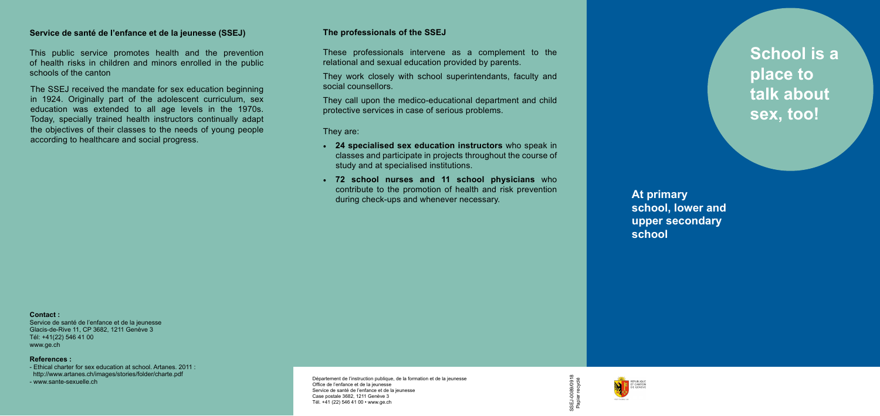## Service de santé de l'enfance et de la jeunesse (SSEJ)

This public service promotes health and the prevention of health risks in children and minors enrolled in the public schools of the canton

The SSEJ received the mandate for sex education beginning in 1924. Originally part of the adolescent curriculum, sex education was extended to all age levels in the 1970s. Today, specially trained health instructors continually adapt the objectives of their classes to the needs of young people according to healthcare and social progress.

**Contact :**

Service de santé de l'enfance et de la jeunesse
Glacis-de-Rive 11, CP 3682, 1211 Genève 3
Tél: +41(22) 546 41 00
www.ge.ch

**References :**

- Ethical charter for sex education at school. Artanes. 2011 : http://www.artanes.ch/images/stories/folder/charte.pdf
- www.sante-sexuelle.ch

## The professionals of the SSEJ

These professionals intervene as a complement to the relational and sexual education provided by parents.

They work closely with school superintendants, faculty and social counsellors.

They call upon the medico-educational department and child protective services in case of serious problems.

They are:

- **24 specialised sex education instructors** who speak in classes and participate in projects throughout the course of study and at specialised institutions.
- **72 school nurses and 11 school physicians** who contribute to the promotion of health and risk prevention during check-ups and whenever necessary.

Département de l'instruction publique, de la formation et de la jeunesse
Office de l'enfance et de la jeunesse
Service de santé de l'enfance et de la jeunesse
Case postale 3682, 1211 Genève 3
Tél. +41 (22) 546 41 00 • www.ge.ch

SSEJ-0089/0918
Papier recyclé

RÉPUBLIQUE ET CANTON DE GENÈVE

# School is a place to talk about sex, too!

**At primary school, lower and upper secondary school**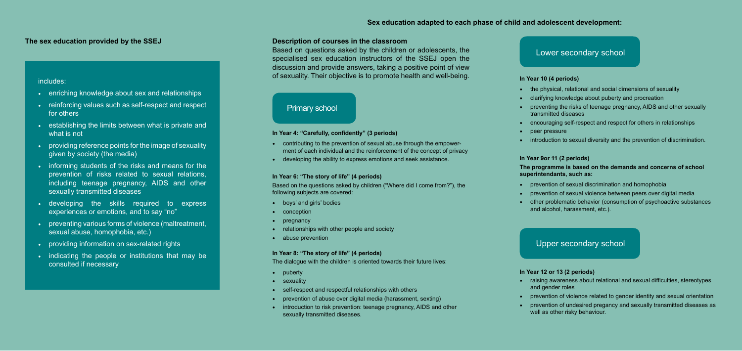## The sex education provided by the SSEJ

includes:

- enriching knowledge about sex and relationships
- reinforcing values such as self-respect and respect for others
- establishing the limits between what is private and what is not
- providing reference points for the image of sexuality given by society (the media)
- informing students of the risks and means for the prevention of risks related to sexual relations, including teenage pregnancy, AIDS and other sexually transmitted diseases
- developing the skills required to express experiences or emotions, and to say "no"
- preventing various forms of violence (maltreatment, sexual abuse, homophobia, etc.)
- providing information on sex-related rights
- indicating the people or institutions that may be consulted if necessary

## Sex education adapted to each phase of child and adolescent development:

### Description of courses in the classroom

Based on questions asked by the children or adolescents, the specialised sex education instructors of the SSEJ open the discussion and provide answers, taking a positive point of view of sexuality. Their objective is to promote health and well-being.

### Primary school

**In Year 4: "Carefully, confidently" (3 periods)**

- contributing to the prevention of sexual abuse through the empowerment of each individual and the reinforcement of the concept of privacy
- developing the ability to express emotions and seek assistance.

**In Year 6: "The story of life" (4 periods)**

Based on the questions asked by children ("Where did I come from?"), the following subjects are covered:

- boys' and girls' bodies
- conception
- pregnancy
- relationships with other people and society
- abuse prevention

**In Year 8: "The story of life" (4 periods)**

The dialogue with the children is oriented towards their future lives:

- puberty
- sexuality
- self-respect and respectful relationships with others
- prevention of abuse over digital media (harassment, sexting)
- introduction to risk prevention: teenage pregnancy, AIDS and other sexually transmitted diseases.

### Lower secondary school

**In Year 10 (4 periods)**

- the physical, relational and social dimensions of sexuality
- clarifying knowledge about puberty and procreation
- preventing the risks of teenage pregnancy, AIDS and other sexually transmitted diseases
- encouraging self-respect and respect for others in relationships
- peer pressure
- introduction to sexual diversity and the prevention of discrimination.

**In Year 9or 11 (2 periods)**

**The programme is based on the demands and concerns of school superintendants, such as:**

- prevention of sexual discrimination and homophobia
- prevention of sexual violence between peers over digital media
- other problematic behavior (consumption of psychoactive substances and alcohol, harassment, etc.).

### Upper secondary school

**In Year 12 or 13 (2 periods)**

- raising awareness about relational and sexual difficulties, stereotypes and gender roles
- prevention of violence related to gender identity and sexual orientation
- prevention of undesired pregancy and sexually transmitted diseases as well as other risky behaviour.